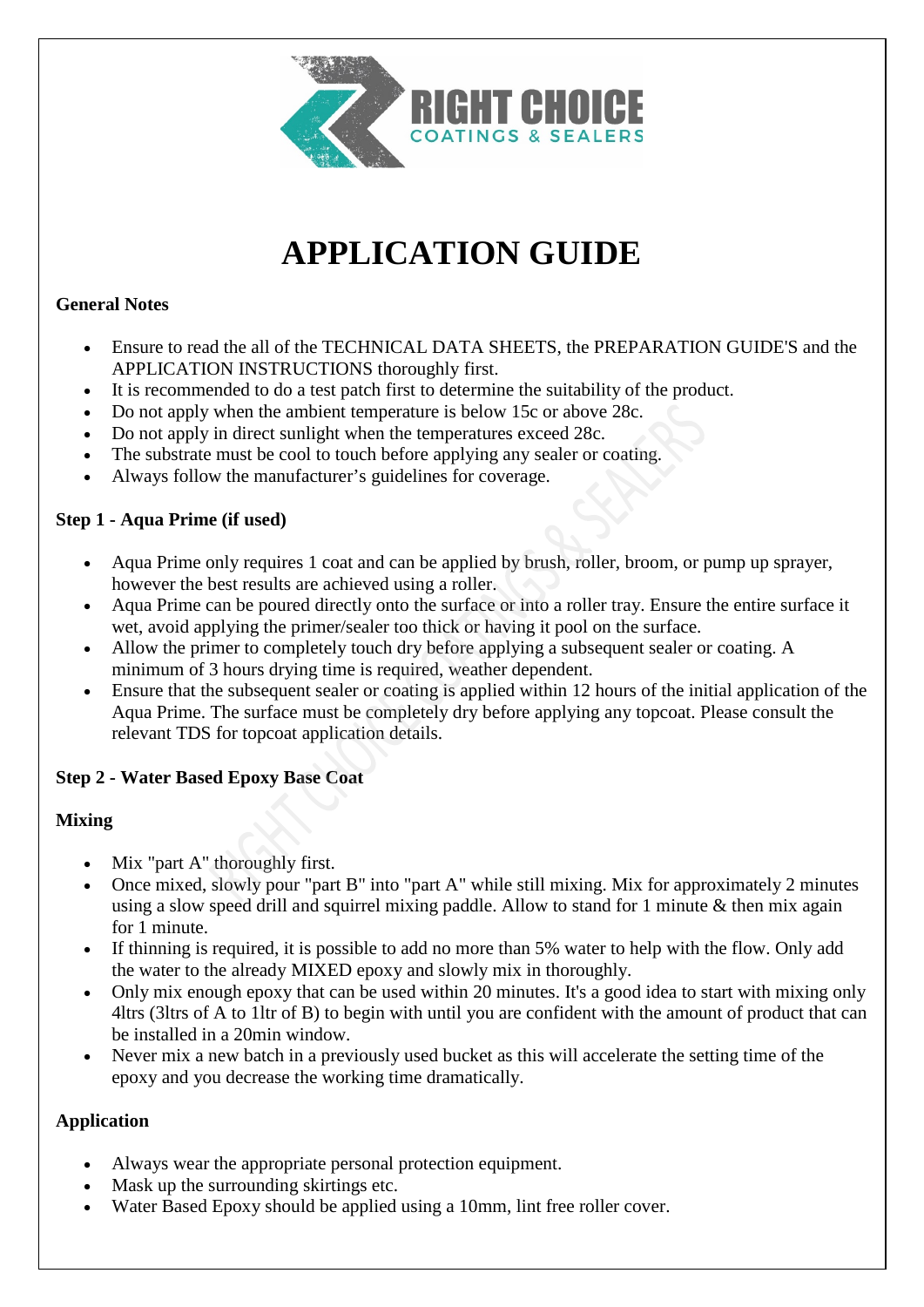# APPLICATION GUIDE

**General Notes**

- Ensure to read the all of the TECHNICAL DATA SHEETS, the PREPARATION GUIDE'S and the APPLICATION INSTRUCTIONS thoroughly first.
- It is recommended to do a test patch first to determine the suitability of the product.
- Do not apply when the ambient temperature is below 15c or above 28c.
- Do not apply in direct sunlight when the temperatures exceed 28c.
- The substrate must be cool to touch before applying any sealer or coating.
- Always follow the manufacturer's guidelines for coverage.

**Step 1 - Aqua Prime (if used)**

- Aqua Prime only requires 1 coat and can be applied by brush, roller, broom, or pump up sprayer, however the best results are achieved using a roller.
- Aqua Prime can be poured directly onto the surface or into a roller tray. Ensure the entire surface it wet, avoid applying the primer/sealer too thick or having it pool on the surface.
- Allow the primer to completely touch dry before applying a subsequent sealer or coating. A minimum of 3 hours drying time is required, weather dependent.
- Ensure that the subsequent sealer or coating is applied within 12 hours of the initial application of the Aqua Prime. The surface must be completely dry before applying any topcoat. Please consult the relevant TDS for topcoat application details.

**Step 2 - Water Based Epoxy Base Coat**

**Mixing**

- Mix "part A" thoroughly first.
- Once mixed, slowly pour "part B" into "part A" while still mixing. Mix for approximately 2 minutes using a slow speed drill and squirrel mixing paddle. Allow to stand for 1 minute & then mix again for 1 minute.
- If thinning is required, it is possible to add no more than 5% water to help with the flow. Only add the water to the already MIXED epoxy and slowly mix in thoroughly.
- Only mix enough epoxy that can be used within 20 minutes. It's a good idea to start with mixing only 4ltrs (3ltrs of A to 1ltr of B) to begin with until you are confident with the amount of product that can be installed in a 20min window.
- Never mix a new batch in a previously used bucket as this will accelerate the setting time of the epoxy and you decrease the working time dramatically.

**Application**

- Always wear the appropriate personal protection equipment.
- Mask up the surrounding skirtings etc.
- Water Based Epoxy should be applied using a 10mm, lint free roller cover.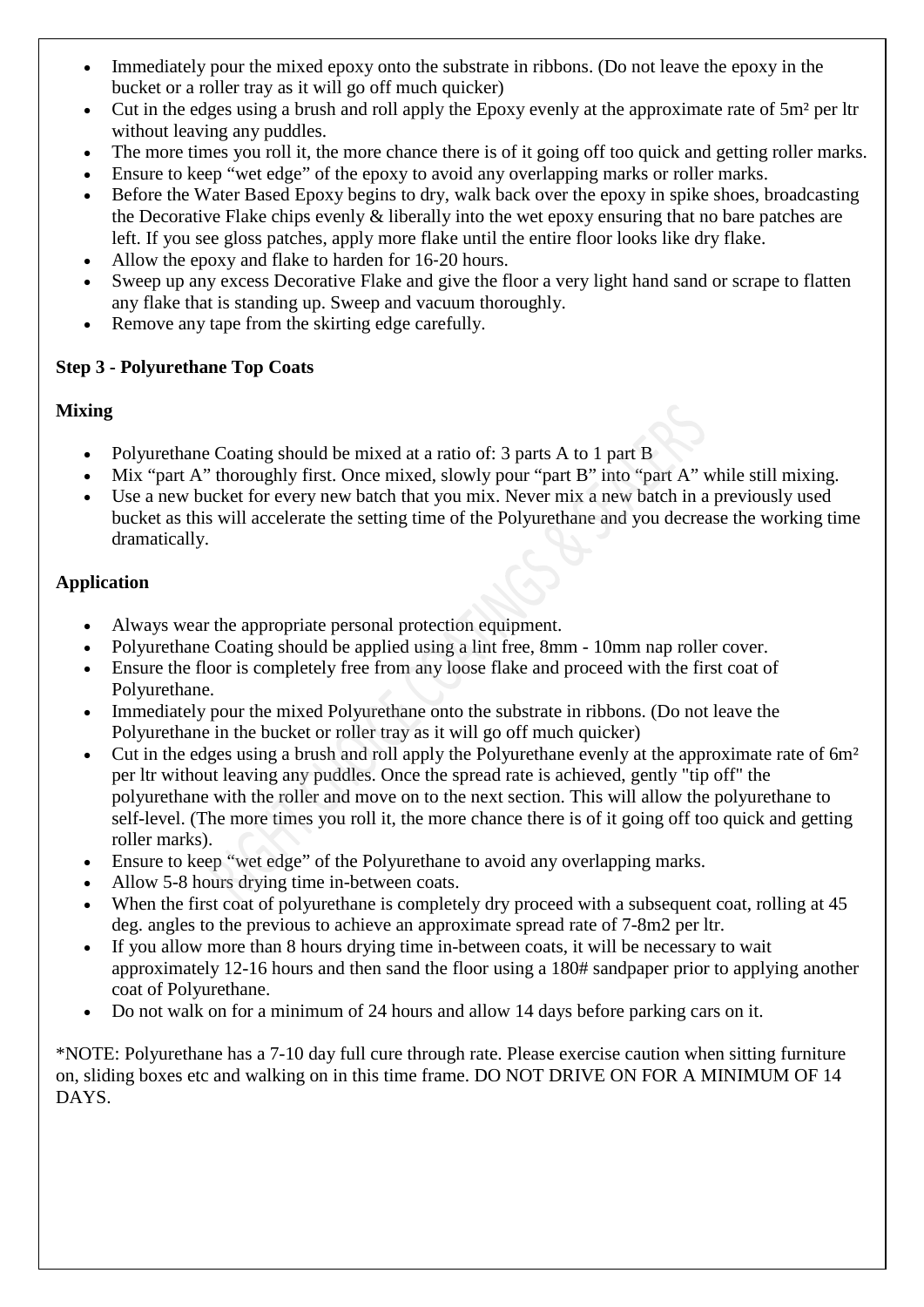- Immediately pour the mixed epoxy onto the substrate in ribbons. (Do not leave the epoxy in the bucket or a roller tray as it will go off much quicker)
- Cut in the edges using a brush and roll apply the Epoxy evenly at the approximate rate of 5m² per ltr without leaving any puddles.
- The more times you roll it, the more chance there is of it going off too quick and getting roller marks.
- Ensure to keep "wet edge" of the epoxy to avoid any overlapping marks or roller marks.
- Before the Water Based Epoxy begins to dry, walk back over the epoxy in spike shoes, broadcasting the Decorative Flake chips evenly & liberally into the wet epoxy ensuring that no bare patches are left. If you see gloss patches, apply more flake until the entire floor looks like dry flake.
- Allow the epoxy and flake to harden for 16-20 hours.
- Sweep up any excess Decorative Flake and give the floor a very light hand sand or scrape to flatten any flake that is standing up. Sweep and vacuum thoroughly.
- Remove any tape from the skirting edge carefully.

**Step 3 - Polyurethane Top Coats**

**Mixing**

- Polyurethane Coating should be mixed at a ratio of: 3 parts A to 1 part B
- Mix "part A" thoroughly first. Once mixed, slowly pour "part B" into "part A" while still mixing.
- Use a new bucket for every new batch that you mix. Never mix a new batch in a previously used bucket as this will accelerate the setting time of the Polyurethane and you decrease the working time dramatically.

**Application**

- Always wear the appropriate personal protection equipment.
- Polyurethane Coating should be applied using a lint free, 8mm - 10mm nap roller cover.
- Ensure the floor is completely free from any loose flake and proceed with the first coat of Polyurethane.
- Immediately pour the mixed Polyurethane onto the substrate in ribbons. (Do not leave the Polyurethane in the bucket or roller tray as it will go off much quicker)
- Cut in the edges using a brush and roll apply the Polyurethane evenly at the approximate rate of 6m² per ltr without leaving any puddles. Once the spread rate is achieved, gently "tip off" the polyurethane with the roller and move on to the next section. This will allow the polyurethane to self-level. (The more times you roll it, the more chance there is of it going off too quick and getting roller marks).
- Ensure to keep "wet edge" of the Polyurethane to avoid any overlapping marks.
- Allow 5-8 hours drying time in-between coats.
- When the first coat of polyurethane is completely dry proceed with a subsequent coat, rolling at 45 deg. angles to the previous to achieve an approximate spread rate of 7-8m2 per ltr.
- If you allow more than 8 hours drying time in-between coats, it will be necessary to wait approximately 12-16 hours and then sand the floor using a 180# sandpaper prior to applying another coat of Polyurethane.
- Do not walk on for a minimum of 24 hours and allow 14 days before parking cars on it.

*NOTE: Polyurethane has a 7-10 day full cure through rate. Please exercise caution when sitting furniture on, sliding boxes etc and walking on in this time frame. DO NOT DRIVE ON FOR A MINIMUM OF 14 DAYS.